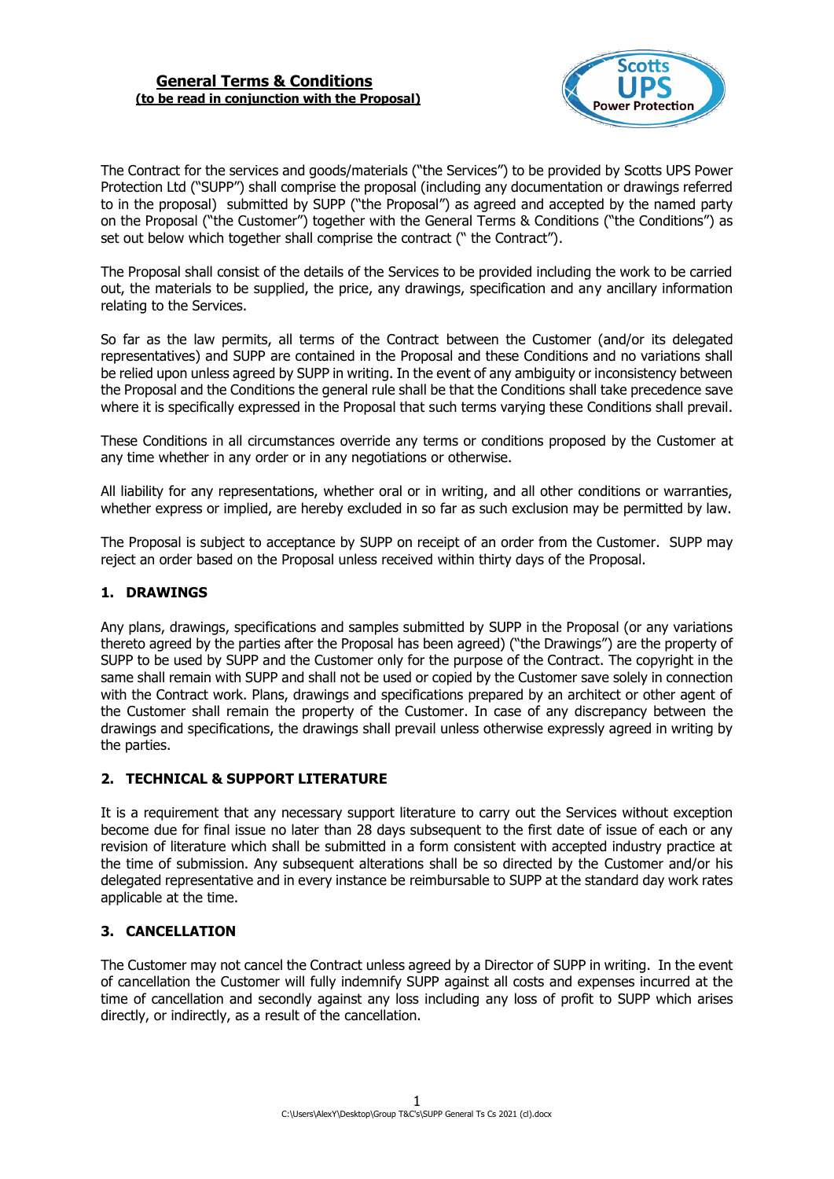# General Terms & Conditions
**(to be read in conjunction with the Proposal)**

The Contract for the services and goods/materials ("the Services") to be provided by Scotts UPS Power Protection Ltd ("SUPP") shall comprise the proposal (including any documentation or drawings referred to in the proposal) submitted by SUPP ("the Proposal") as agreed and accepted by the named party on the Proposal ("the Customer") together with the General Terms & Conditions ("the Conditions") as set out below which together shall comprise the contract (" the Contract").

The Proposal shall consist of the details of the Services to be provided including the work to be carried out, the materials to be supplied, the price, any drawings, specification and any ancillary information relating to the Services.

So far as the law permits, all terms of the Contract between the Customer (and/or its delegated representatives) and SUPP are contained in the Proposal and these Conditions and no variations shall be relied upon unless agreed by SUPP in writing. In the event of any ambiguity or inconsistency between the Proposal and the Conditions the general rule shall be that the Conditions shall take precedence save where it is specifically expressed in the Proposal that such terms varying these Conditions shall prevail.

These Conditions in all circumstances override any terms or conditions proposed by the Customer at any time whether in any order or in any negotiations or otherwise.

All liability for any representations, whether oral or in writing, and all other conditions or warranties, whether express or implied, are hereby excluded in so far as such exclusion may be permitted by law.

The Proposal is subject to acceptance by SUPP on receipt of an order from the Customer. SUPP may reject an order based on the Proposal unless received within thirty days of the Proposal.

## 1. DRAWINGS

Any plans, drawings, specifications and samples submitted by SUPP in the Proposal (or any variations thereto agreed by the parties after the Proposal has been agreed) ("the Drawings") are the property of SUPP to be used by SUPP and the Customer only for the purpose of the Contract. The copyright in the same shall remain with SUPP and shall not be used or copied by the Customer save solely in connection with the Contract work. Plans, drawings and specifications prepared by an architect or other agent of the Customer shall remain the property of the Customer. In case of any discrepancy between the drawings and specifications, the drawings shall prevail unless otherwise expressly agreed in writing by the parties.

## 2. TECHNICAL & SUPPORT LITERATURE

It is a requirement that any necessary support literature to carry out the Services without exception become due for final issue no later than 28 days subsequent to the first date of issue of each or any revision of literature which shall be submitted in a form consistent with accepted industry practice at the time of submission. Any subsequent alterations shall be so directed by the Customer and/or his delegated representative and in every instance be reimbursable to SUPP at the standard day work rates applicable at the time.

## 3. CANCELLATION

The Customer may not cancel the Contract unless agreed by a Director of SUPP in writing. In the event of cancellation the Customer will fully indemnify SUPP against all costs and expenses incurred at the time of cancellation and secondly against any loss including any loss of profit to SUPP which arises directly, or indirectly, as a result of the cancellation.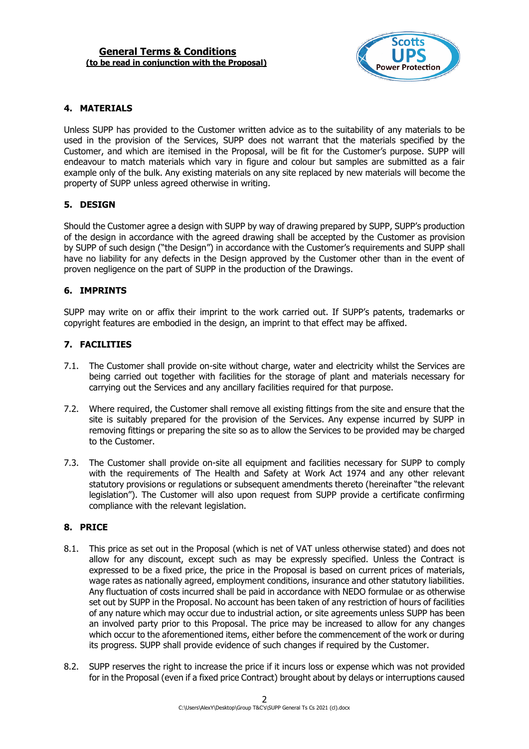## 4. MATERIALS

Unless SUPP has provided to the Customer written advice as to the suitability of any materials to be used in the provision of the Services, SUPP does not warrant that the materials specified by the Customer, and which are itemised in the Proposal, will be fit for the Customer's purpose. SUPP will endeavour to match materials which vary in figure and colour but samples are submitted as a fair example only of the bulk. Any existing materials on any site replaced by new materials will become the property of SUPP unless agreed otherwise in writing.

## 5. DESIGN

Should the Customer agree a design with SUPP by way of drawing prepared by SUPP, SUPP's production of the design in accordance with the agreed drawing shall be accepted by the Customer as provision by SUPP of such design ("the Design") in accordance with the Customer's requirements and SUPP shall have no liability for any defects in the Design approved by the Customer other than in the event of proven negligence on the part of SUPP in the production of the Drawings.

## 6. IMPRINTS

SUPP may write on or affix their imprint to the work carried out. If SUPP's patents, trademarks or copyright features are embodied in the design, an imprint to that effect may be affixed.

## 7. FACILITIES

7.1. The Customer shall provide on-site without charge, water and electricity whilst the Services are being carried out together with facilities for the storage of plant and materials necessary for carrying out the Services and any ancillary facilities required for that purpose.

7.2. Where required, the Customer shall remove all existing fittings from the site and ensure that the site is suitably prepared for the provision of the Services. Any expense incurred by SUPP in removing fittings or preparing the site so as to allow the Services to be provided may be charged to the Customer.

7.3. The Customer shall provide on-site all equipment and facilities necessary for SUPP to comply with the requirements of The Health and Safety at Work Act 1974 and any other relevant statutory provisions or regulations or subsequent amendments thereto (hereinafter "the relevant legislation"). The Customer will also upon request from SUPP provide a certificate confirming compliance with the relevant legislation.

## 8. PRICE

8.1. This price as set out in the Proposal (which is net of VAT unless otherwise stated) and does not allow for any discount, except such as may be expressly specified. Unless the Contract is expressed to be a fixed price, the price in the Proposal is based on current prices of materials, wage rates as nationally agreed, employment conditions, insurance and other statutory liabilities. Any fluctuation of costs incurred shall be paid in accordance with NEDO formulae or as otherwise set out by SUPP in the Proposal. No account has been taken of any restriction of hours of facilities of any nature which may occur due to industrial action, or site agreements unless SUPP has been an involved party prior to this Proposal. The price may be increased to allow for any changes which occur to the aforementioned items, either before the commencement of the work or during its progress. SUPP shall provide evidence of such changes if required by the Customer.

8.2. SUPP reserves the right to increase the price if it incurs loss or expense which was not provided for in the Proposal (even if a fixed price Contract) brought about by delays or interruptions caused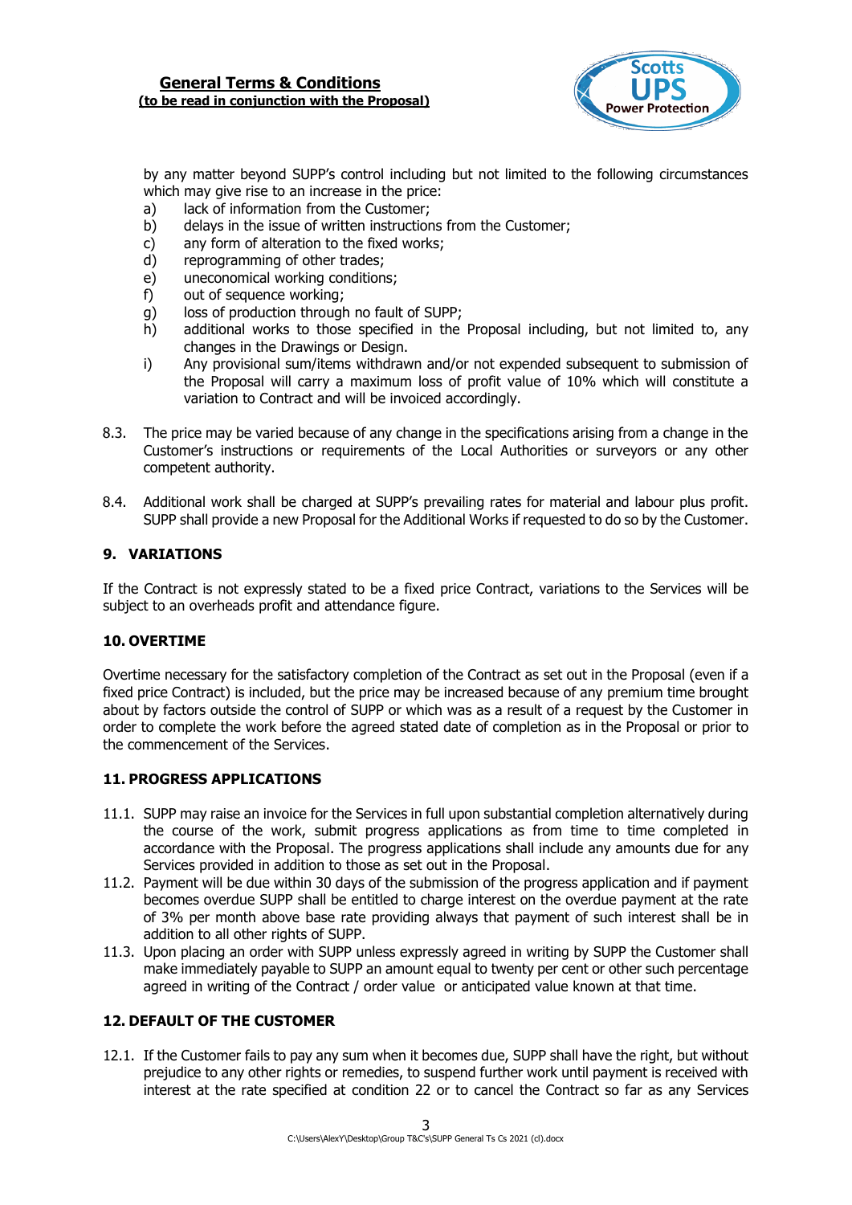by any matter beyond SUPP's control including but not limited to the following circumstances which may give rise to an increase in the price:

a) lack of information from the Customer;
b) delays in the issue of written instructions from the Customer;
c) any form of alteration to the fixed works;
d) reprogramming of other trades;
e) uneconomical working conditions;
f) out of sequence working;
g) loss of production through no fault of SUPP;
h) additional works to those specified in the Proposal including, but not limited to, any changes in the Drawings or Design.
i) Any provisional sum/items withdrawn and/or not expended subsequent to submission of the Proposal will carry a maximum loss of profit value of 10% which will constitute a variation to Contract and will be invoiced accordingly.

8.3. The price may be varied because of any change in the specifications arising from a change in the Customer's instructions or requirements of the Local Authorities or surveyors or any other competent authority.

8.4. Additional work shall be charged at SUPP's prevailing rates for material and labour plus profit. SUPP shall provide a new Proposal for the Additional Works if requested to do so by the Customer.

## 9. VARIATIONS

If the Contract is not expressly stated to be a fixed price Contract, variations to the Services will be subject to an overheads profit and attendance figure.

## 10. OVERTIME

Overtime necessary for the satisfactory completion of the Contract as set out in the Proposal (even if a fixed price Contract) is included, but the price may be increased because of any premium time brought about by factors outside the control of SUPP or which was as a result of a request by the Customer in order to complete the work before the agreed stated date of completion as in the Proposal or prior to the commencement of the Services.

## 11. PROGRESS APPLICATIONS

11.1. SUPP may raise an invoice for the Services in full upon substantial completion alternatively during the course of the work, submit progress applications as from time to time completed in accordance with the Proposal. The progress applications shall include any amounts due for any Services provided in addition to those as set out in the Proposal.

11.2. Payment will be due within 30 days of the submission of the progress application and if payment becomes overdue SUPP shall be entitled to charge interest on the overdue payment at the rate of 3% per month above base rate providing always that payment of such interest shall be in addition to all other rights of SUPP.

11.3. Upon placing an order with SUPP unless expressly agreed in writing by SUPP the Customer shall make immediately payable to SUPP an amount equal to twenty per cent or other such percentage agreed in writing of the Contract / order value or anticipated value known at that time.

## 12. DEFAULT OF THE CUSTOMER

12.1. If the Customer fails to pay any sum when it becomes due, SUPP shall have the right, but without prejudice to any other rights or remedies, to suspend further work until payment is received with interest at the rate specified at condition 22 or to cancel the Contract so far as any Services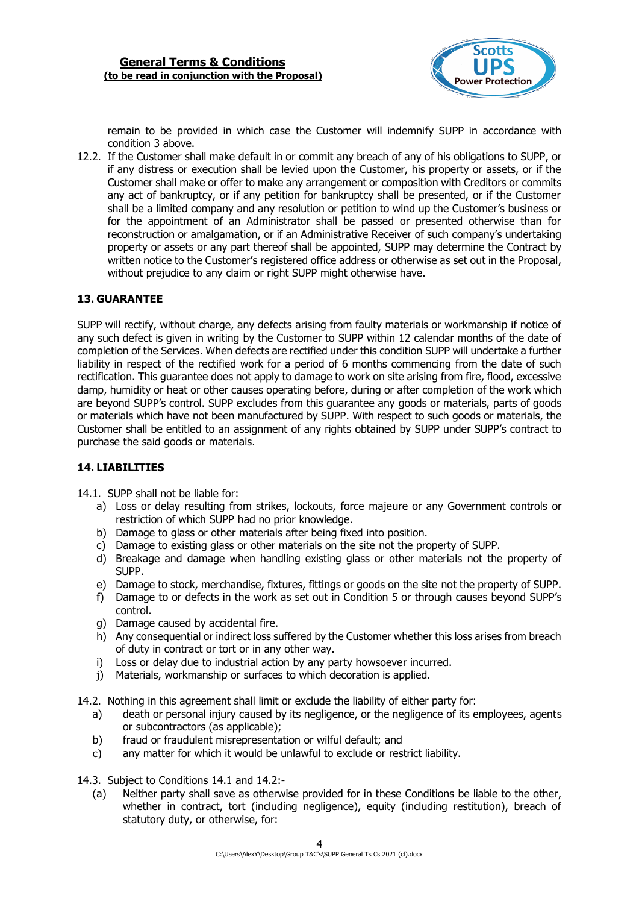remain to be provided in which case the Customer will indemnify SUPP in accordance with condition 3 above.

12.2. If the Customer shall make default in or commit any breach of any of his obligations to SUPP, or if any distress or execution shall be levied upon the Customer, his property or assets, or if the Customer shall make or offer to make any arrangement or composition with Creditors or commits any act of bankruptcy, or if any petition for bankruptcy shall be presented, or if the Customer shall be a limited company and any resolution or petition to wind up the Customer's business or for the appointment of an Administrator shall be passed or presented otherwise than for reconstruction or amalgamation, or if an Administrative Receiver of such company's undertaking property or assets or any part thereof shall be appointed, SUPP may determine the Contract by written notice to the Customer's registered office address or otherwise as set out in the Proposal, without prejudice to any claim or right SUPP might otherwise have.

## 13. GUARANTEE

SUPP will rectify, without charge, any defects arising from faulty materials or workmanship if notice of any such defect is given in writing by the Customer to SUPP within 12 calendar months of the date of completion of the Services. When defects are rectified under this condition SUPP will undertake a further liability in respect of the rectified work for a period of 6 months commencing from the date of such rectification. This guarantee does not apply to damage to work on site arising from fire, flood, excessive damp, humidity or heat or other causes operating before, during or after completion of the work which are beyond SUPP's control. SUPP excludes from this guarantee any goods or materials, parts of goods or materials which have not been manufactured by SUPP. With respect to such goods or materials, the Customer shall be entitled to an assignment of any rights obtained by SUPP under SUPP's contract to purchase the said goods or materials.

## 14. LIABILITIES

14.1. SUPP shall not be liable for:

a) Loss or delay resulting from strikes, lockouts, force majeure or any Government controls or restriction of which SUPP had no prior knowledge.
b) Damage to glass or other materials after being fixed into position.
c) Damage to existing glass or other materials on the site not the property of SUPP.
d) Breakage and damage when handling existing glass or other materials not the property of SUPP.
e) Damage to stock, merchandise, fixtures, fittings or goods on the site not the property of SUPP.
f) Damage to or defects in the work as set out in Condition 5 or through causes beyond SUPP's control.
g) Damage caused by accidental fire.
h) Any consequential or indirect loss suffered by the Customer whether this loss arises from breach of duty in contract or tort or in any other way.
i) Loss or delay due to industrial action by any party howsoever incurred.
j) Materials, workmanship or surfaces to which decoration is applied.

14.2. Nothing in this agreement shall limit or exclude the liability of either party for:

a) death or personal injury caused by its negligence, or the negligence of its employees, agents or subcontractors (as applicable);
b) fraud or fraudulent misrepresentation or wilful default; and
c) any matter for which it would be unlawful to exclude or restrict liability.

14.3. Subject to Conditions 14.1 and 14.2:-

(a) Neither party shall save as otherwise provided for in these Conditions be liable to the other, whether in contract, tort (including negligence), equity (including restitution), breach of statutory duty, or otherwise, for: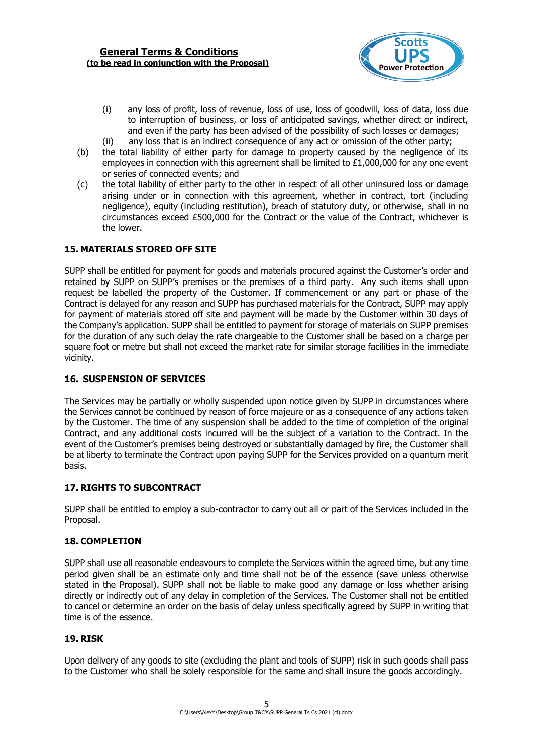(i) any loss of profit, loss of revenue, loss of use, loss of goodwill, loss of data, loss due to interruption of business, or loss of anticipated savings, whether direct or indirect, and even if the party has been advised of the possibility of such losses or damages;

(ii) any loss that is an indirect consequence of any act or omission of the other party;

(b) the total liability of either party for damage to property caused by the negligence of its employees in connection with this agreement shall be limited to £1,000,000 for any one event or series of connected events; and

(c) the total liability of either party to the other in respect of all other uninsured loss or damage arising under or in connection with this agreement, whether in contract, tort (including negligence), equity (including restitution), breach of statutory duty, or otherwise, shall in no circumstances exceed £500,000 for the Contract or the value of the Contract, whichever is the lower.

**15. MATERIALS STORED OFF SITE**

SUPP shall be entitled for payment for goods and materials procured against the Customer's order and retained by SUPP on SUPP's premises or the premises of a third party. Any such items shall upon request be labelled the property of the Customer. If commencement or any part or phase of the Contract is delayed for any reason and SUPP has purchased materials for the Contract, SUPP may apply for payment of materials stored off site and payment will be made by the Customer within 30 days of the Company's application. SUPP shall be entitled to payment for storage of materials on SUPP premises for the duration of any such delay the rate chargeable to the Customer shall be based on a charge per square foot or metre but shall not exceed the market rate for similar storage facilities in the immediate vicinity.

**16. SUSPENSION OF SERVICES**

The Services may be partially or wholly suspended upon notice given by SUPP in circumstances where the Services cannot be continued by reason of force majeure or as a consequence of any actions taken by the Customer. The time of any suspension shall be added to the time of completion of the original Contract, and any additional costs incurred will be the subject of a variation to the Contract. In the event of the Customer's premises being destroyed or substantially damaged by fire, the Customer shall be at liberty to terminate the Contract upon paying SUPP for the Services provided on a quantum merit basis.

**17. RIGHTS TO SUBCONTRACT**

SUPP shall be entitled to employ a sub-contractor to carry out all or part of the Services included in the Proposal.

**18. COMPLETION**

SUPP shall use all reasonable endeavours to complete the Services within the agreed time, but any time period given shall be an estimate only and time shall not be of the essence (save unless otherwise stated in the Proposal). SUPP shall not be liable to make good any damage or loss whether arising directly or indirectly out of any delay in completion of the Services. The Customer shall not be entitled to cancel or determine an order on the basis of delay unless specifically agreed by SUPP in writing that time is of the essence.

**19. RISK**

Upon delivery of any goods to site (excluding the plant and tools of SUPP) risk in such goods shall pass to the Customer who shall be solely responsible for the same and shall insure the goods accordingly.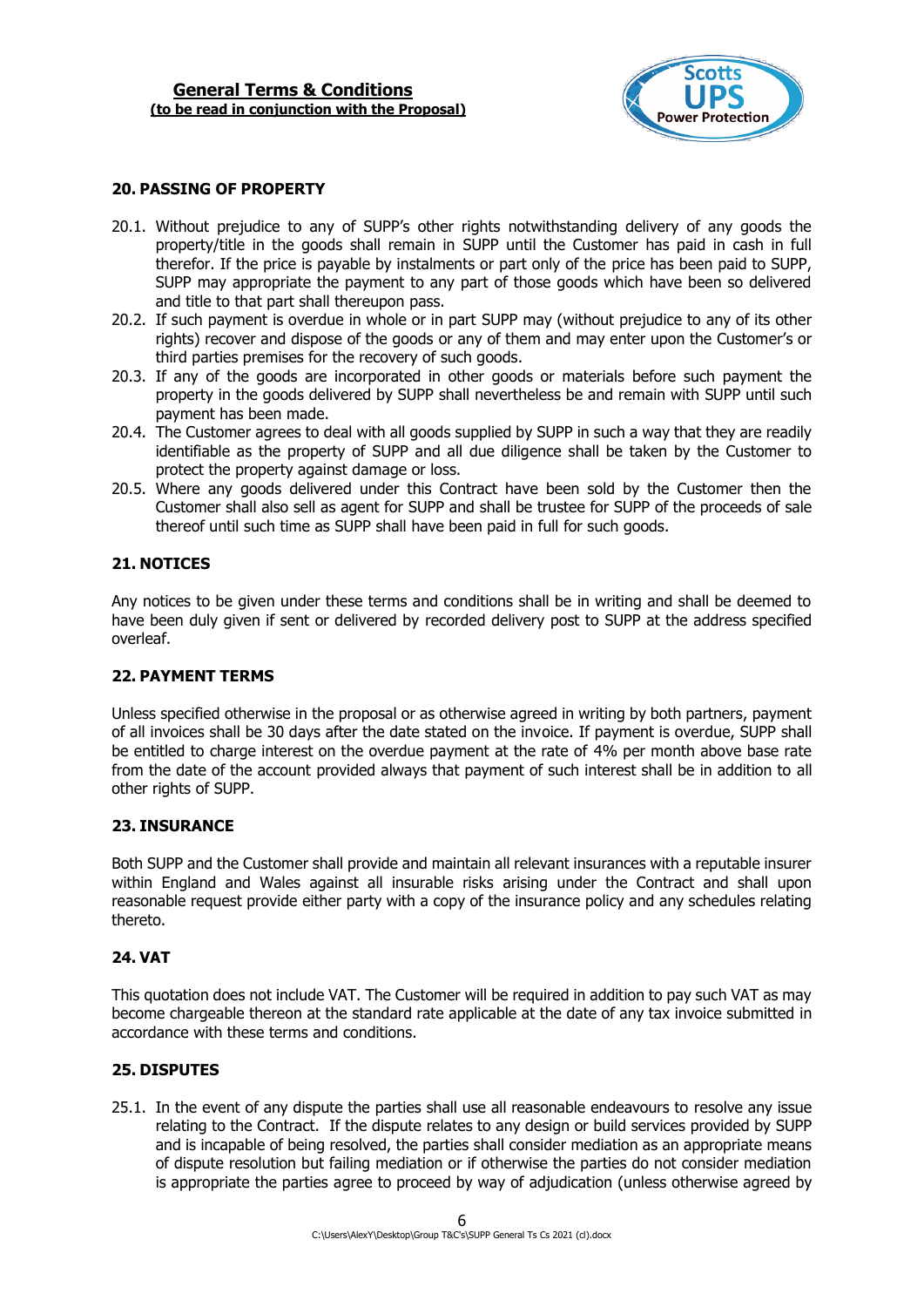## 20. PASSING OF PROPERTY

20.1. Without prejudice to any of SUPP's other rights notwithstanding delivery of any goods the property/title in the goods shall remain in SUPP until the Customer has paid in cash in full therefor. If the price is payable by instalments or part only of the price has been paid to SUPP, SUPP may appropriate the payment to any part of those goods which have been so delivered and title to that part shall thereupon pass.

20.2. If such payment is overdue in whole or in part SUPP may (without prejudice to any of its other rights) recover and dispose of the goods or any of them and may enter upon the Customer's or third parties premises for the recovery of such goods.

20.3. If any of the goods are incorporated in other goods or materials before such payment the property in the goods delivered by SUPP shall nevertheless be and remain with SUPP until such payment has been made.

20.4. The Customer agrees to deal with all goods supplied by SUPP in such a way that they are readily identifiable as the property of SUPP and all due diligence shall be taken by the Customer to protect the property against damage or loss.

20.5. Where any goods delivered under this Contract have been sold by the Customer then the Customer shall also sell as agent for SUPP and shall be trustee for SUPP of the proceeds of sale thereof until such time as SUPP shall have been paid in full for such goods.

## 21. NOTICES

Any notices to be given under these terms and conditions shall be in writing and shall be deemed to have been duly given if sent or delivered by recorded delivery post to SUPP at the address specified overleaf.

## 22. PAYMENT TERMS

Unless specified otherwise in the proposal or as otherwise agreed in writing by both partners, payment of all invoices shall be 30 days after the date stated on the invoice. If payment is overdue, SUPP shall be entitled to charge interest on the overdue payment at the rate of 4% per month above base rate from the date of the account provided always that payment of such interest shall be in addition to all other rights of SUPP.

## 23. INSURANCE

Both SUPP and the Customer shall provide and maintain all relevant insurances with a reputable insurer within England and Wales against all insurable risks arising under the Contract and shall upon reasonable request provide either party with a copy of the insurance policy and any schedules relating thereto.

## 24. VAT

This quotation does not include VAT. The Customer will be required in addition to pay such VAT as may become chargeable thereon at the standard rate applicable at the date of any tax invoice submitted in accordance with these terms and conditions.

## 25. DISPUTES

25.1. In the event of any dispute the parties shall use all reasonable endeavours to resolve any issue relating to the Contract. If the dispute relates to any design or build services provided by SUPP and is incapable of being resolved, the parties shall consider mediation as an appropriate means of dispute resolution but failing mediation or if otherwise the parties do not consider mediation is appropriate the parties agree to proceed by way of adjudication (unless otherwise agreed by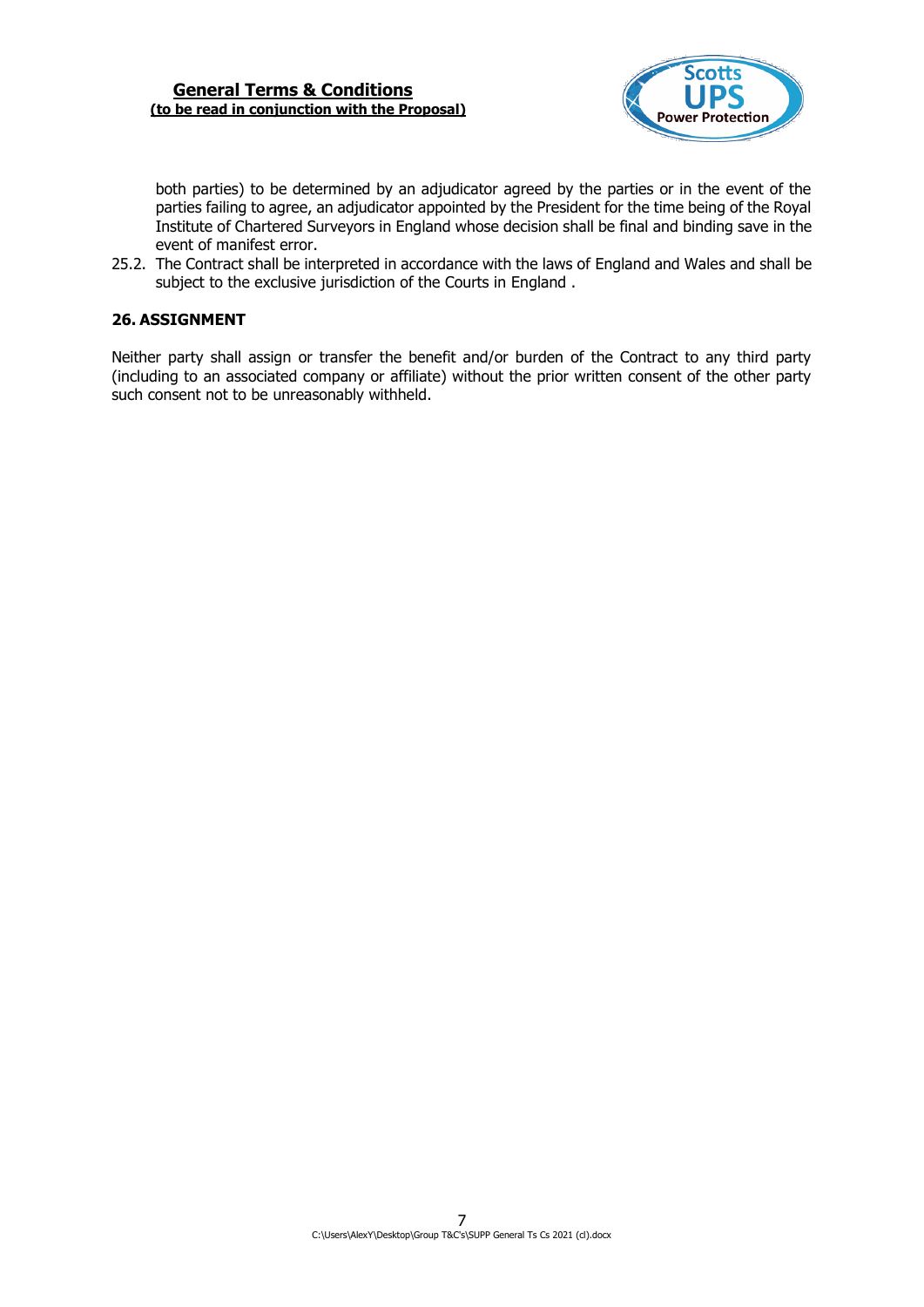both parties) to be determined by an adjudicator agreed by the parties or in the event of the parties failing to agree, an adjudicator appointed by the President for the time being of the Royal Institute of Chartered Surveyors in England whose decision shall be final and binding save in the event of manifest error.

25.2. The Contract shall be interpreted in accordance with the laws of England and Wales and shall be subject to the exclusive jurisdiction of the Courts in England .

## 26. ASSIGNMENT

Neither party shall assign or transfer the benefit and/or burden of the Contract to any third party (including to an associated company or affiliate) without the prior written consent of the other party such consent not to be unreasonably withheld.